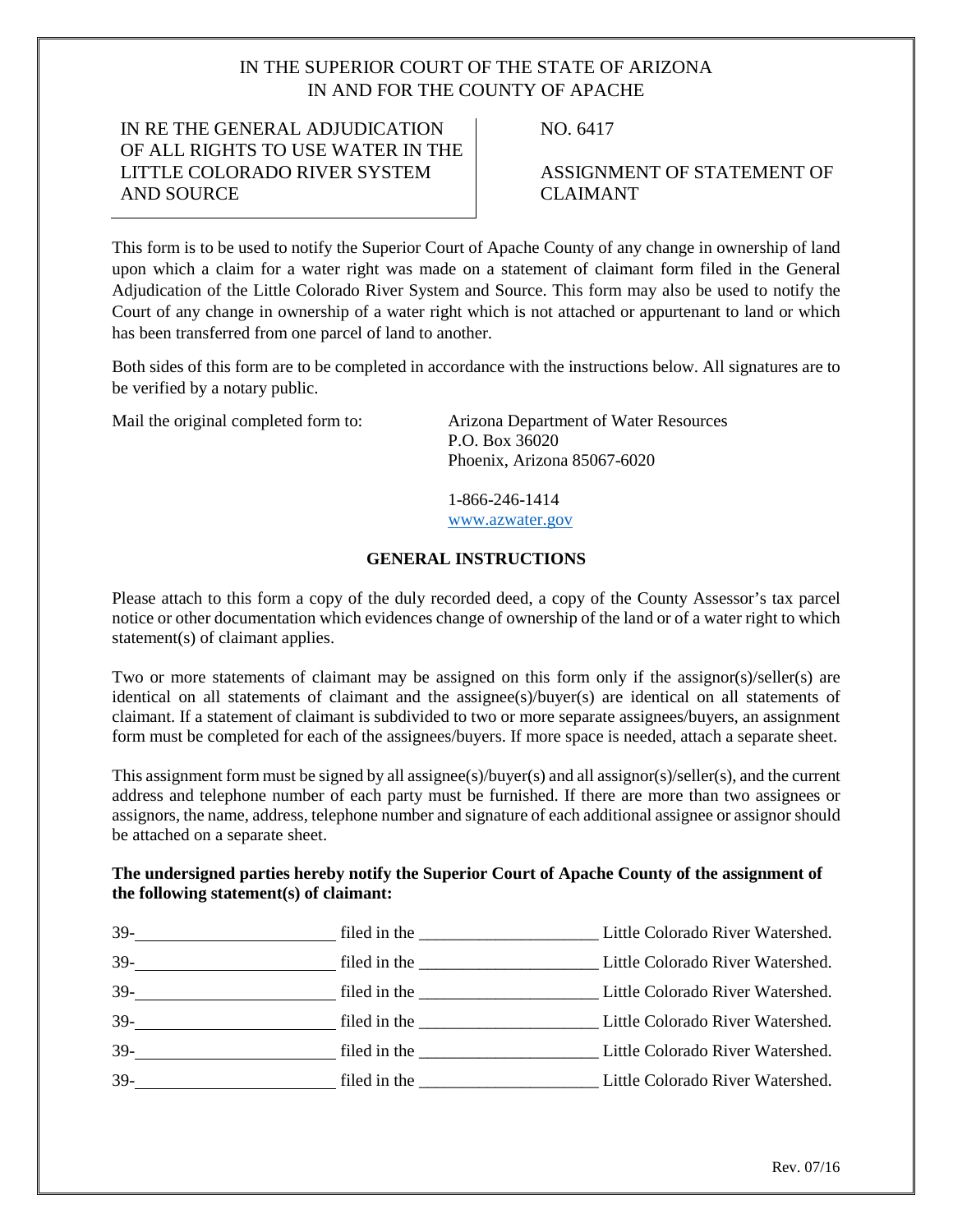IN THE SUPERIOR COURT OF THE STATE OF ARIZONA
IN AND FOR THE COUNTY OF APACHE

| IN RE THE GENERAL ADJUDICATION OF ALL RIGHTS TO USE WATER IN THE LITTLE COLORADO RIVER SYSTEM AND SOURCE | NO. 6417<br><br>ASSIGNMENT OF STATEMENT OF CLAIMANT |
|---|---|

This form is to be used to notify the Superior Court of Apache County of any change in ownership of land upon which a claim for a water right was made on a statement of claimant form filed in the General Adjudication of the Little Colorado River System and Source. This form may also be used to notify the Court of any change in ownership of a water right which is not attached or appurtenant to land or which has been transferred from one parcel of land to another.

Both sides of this form are to be completed in accordance with the instructions below. All signatures are to be verified by a notary public.

Mail the original completed form to:

Arizona Department of Water Resources
P.O. Box 36020
Phoenix, Arizona 85067-6020

1-866-246-1414
www.azwater.gov

## GENERAL INSTRUCTIONS

Please attach to this form a copy of the duly recorded deed, a copy of the County Assessor's tax parcel notice or other documentation which evidences change of ownership of the land or of a water right to which statement(s) of claimant applies.

Two or more statements of claimant may be assigned on this form only if the assignor(s)/seller(s) are identical on all statements of claimant and the assignee(s)/buyer(s) are identical on all statements of claimant. If a statement of claimant is subdivided to two or more separate assignees/buyers, an assignment form must be completed for each of the assignees/buyers. If more space is needed, attach a separate sheet.

This assignment form must be signed by all assignee(s)/buyer(s) and all assignor(s)/seller(s), and the current address and telephone number of each party must be furnished. If there are more than two assignees or assignors, the name, address, telephone number and signature of each additional assignee or assignor should be attached on a separate sheet.

**The undersigned parties hereby notify the Superior Court of Apache County of the assignment of the following statement(s) of claimant:**

39-\_\_\_\_\_\_\_\_\_\_\_\_\_\_\_\_\_\_\_\_ filed in the \_\_\_\_\_\_\_\_\_\_\_\_\_\_\_\_\_\_\_\_ Little Colorado River Watershed.

39-\_\_\_\_\_\_\_\_\_\_\_\_\_\_\_\_\_\_\_\_ filed in the \_\_\_\_\_\_\_\_\_\_\_\_\_\_\_\_\_\_\_\_ Little Colorado River Watershed.

39-\_\_\_\_\_\_\_\_\_\_\_\_\_\_\_\_\_\_\_\_ filed in the \_\_\_\_\_\_\_\_\_\_\_\_\_\_\_\_\_\_\_\_ Little Colorado River Watershed.

39-\_\_\_\_\_\_\_\_\_\_\_\_\_\_\_\_\_\_\_\_ filed in the \_\_\_\_\_\_\_\_\_\_\_\_\_\_\_\_\_\_\_\_ Little Colorado River Watershed.

39-\_\_\_\_\_\_\_\_\_\_\_\_\_\_\_\_\_\_\_\_ filed in the \_\_\_\_\_\_\_\_\_\_\_\_\_\_\_\_\_\_\_\_ Little Colorado River Watershed.

39-\_\_\_\_\_\_\_\_\_\_\_\_\_\_\_\_\_\_\_\_ filed in the \_\_\_\_\_\_\_\_\_\_\_\_\_\_\_\_\_\_\_\_ Little Colorado River Watershed.

Rev. 07/16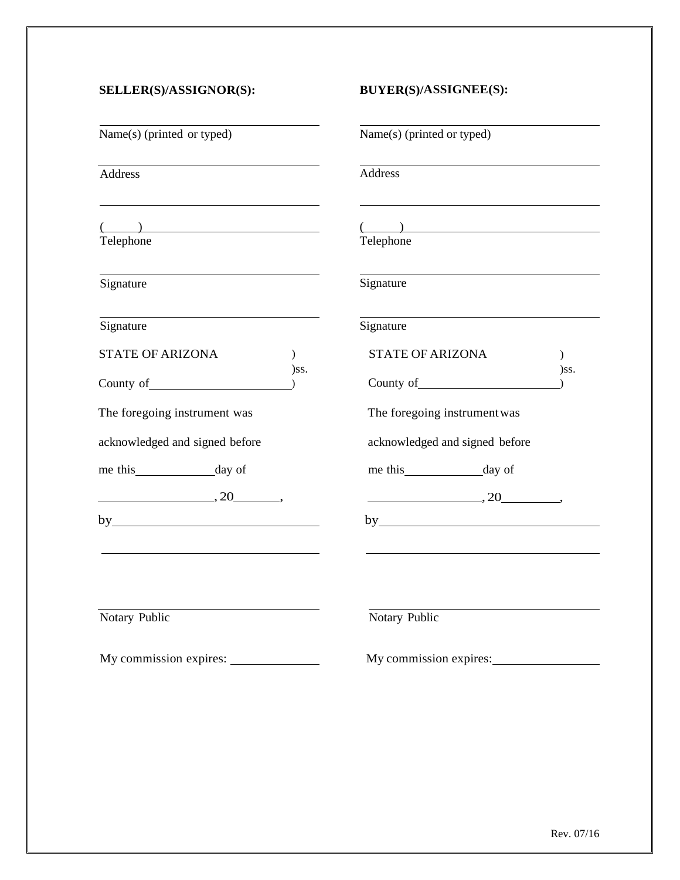**SELLER(S)/ASSIGNOR(S):**

\_\_\_\_\_\_\_\_\_\_\_\_\_\_\_\_\_\_\_\_\_\_\_\_\_\_\_\_\_\_\_\_\_\_
Name(s) (printed or typed)

\_\_\_\_\_\_\_\_\_\_\_\_\_\_\_\_\_\_\_\_\_\_\_\_\_\_\_\_\_\_\_\_\_\_
Address

\_\_\_\_\_\_\_\_\_\_\_\_\_\_\_\_\_\_\_\_\_\_\_\_\_\_\_\_\_\_\_\_\_\_

(\_\_\_\_\_) \_\_\_\_\_\_\_\_\_\_\_\_\_\_\_\_\_\_\_\_\_\_\_\_\_\_\_
Telephone

\_\_\_\_\_\_\_\_\_\_\_\_\_\_\_\_\_\_\_\_\_\_\_\_\_\_\_\_\_\_\_\_\_\_
Signature

\_\_\_\_\_\_\_\_\_\_\_\_\_\_\_\_\_\_\_\_\_\_\_\_\_\_\_\_\_\_\_\_\_\_
Signature

STATE OF ARIZONA )
)ss.
County of \_\_\_\_\_\_\_\_\_\_\_\_\_\_\_\_\_\_\_\_ )

The foregoing instrument was acknowledged and signed before me this \_\_\_\_\_\_\_\_\_\_ day of \_\_\_\_\_\_\_\_\_\_\_\_\_\_\_, 20\_\_\_\_\_\_,

by \_\_\_\_\_\_\_\_\_\_\_\_\_\_\_\_\_\_\_\_\_\_\_\_\_\_\_\_\_\_\_\_

\_\_\_\_\_\_\_\_\_\_\_\_\_\_\_\_\_\_\_\_\_\_\_\_\_\_\_\_\_\_\_\_\_\_

\_\_\_\_\_\_\_\_\_\_\_\_\_\_\_\_\_\_\_\_\_\_\_\_\_\_\_\_\_\_\_\_\_\_
Notary Public

My commission expires: \_\_\_\_\_\_\_\_\_\_\_\_\_\_

**BUYER(S)/ASSIGNEE(S):**

\_\_\_\_\_\_\_\_\_\_\_\_\_\_\_\_\_\_\_\_\_\_\_\_\_\_\_\_\_\_\_\_\_\_
Name(s) (printed or typed)

\_\_\_\_\_\_\_\_\_\_\_\_\_\_\_\_\_\_\_\_\_\_\_\_\_\_\_\_\_\_\_\_\_\_
Address

\_\_\_\_\_\_\_\_\_\_\_\_\_\_\_\_\_\_\_\_\_\_\_\_\_\_\_\_\_\_\_\_\_\_

(\_\_\_\_\_) \_\_\_\_\_\_\_\_\_\_\_\_\_\_\_\_\_\_\_\_\_\_\_\_\_\_\_
Telephone

\_\_\_\_\_\_\_\_\_\_\_\_\_\_\_\_\_\_\_\_\_\_\_\_\_\_\_\_\_\_\_\_\_\_
Signature

\_\_\_\_\_\_\_\_\_\_\_\_\_\_\_\_\_\_\_\_\_\_\_\_\_\_\_\_\_\_\_\_\_\_
Signature

STATE OF ARIZONA )
)ss.
County of \_\_\_\_\_\_\_\_\_\_\_\_\_\_\_\_\_\_\_\_ )

The foregoing instrument was acknowledged and signed before me this \_\_\_\_\_\_\_\_\_\_ day of \_\_\_\_\_\_\_\_\_\_\_\_\_\_\_, 20\_\_\_\_\_\_,

by \_\_\_\_\_\_\_\_\_\_\_\_\_\_\_\_\_\_\_\_\_\_\_\_\_\_\_\_\_\_\_\_

\_\_\_\_\_\_\_\_\_\_\_\_\_\_\_\_\_\_\_\_\_\_\_\_\_\_\_\_\_\_\_\_\_\_

\_\_\_\_\_\_\_\_\_\_\_\_\_\_\_\_\_\_\_\_\_\_\_\_\_\_\_\_\_\_\_\_\_\_
Notary Public

My commission expires: \_\_\_\_\_\_\_\_\_\_\_\_\_\_

Rev. 07/16